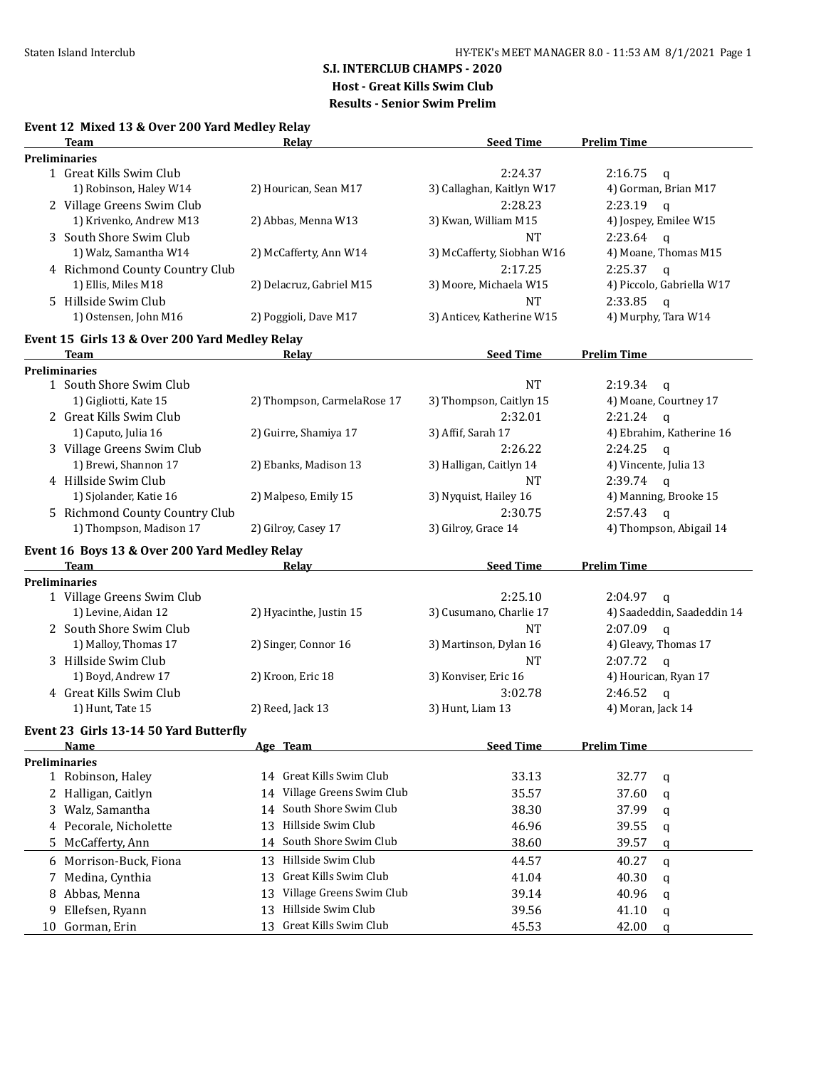## S.I. INTERCLUB CHAMPS - 2020

### Host - Great Kills Swim Club

### Results - Senior Swim Prelim

**Event 12 Mixed 13 & Over 200 Yard Medley Relay**

| | Team | Relay | Seed Time | Prelim Time |
|---|---|---|---|---|
| **Preliminaries** | | | | |
| 1 | Great Kills Swim Club | | 2:24.37 | 2:16.75 q |
| | 1) Robinson, Haley W14 | 2) Hourican, Sean M17 | 3) Callaghan, Kaitlyn W17 | 4) Gorman, Brian M17 |
| 2 | Village Greens Swim Club | | 2:28.23 | 2:23.19 q |
| | 1) Krivenko, Andrew M13 | 2) Abbas, Menna W13 | 3) Kwan, William M15 | 4) Jospey, Emilee W15 |
| 3 | South Shore Swim Club | | NT | 2:23.64 q |
| | 1) Walz, Samantha W14 | 2) McCafferty, Ann W14 | 3) McCafferty, Siobhan W16 | 4) Moane, Thomas M15 |
| 4 | Richmond County Country Club | | 2:17.25 | 2:25.37 q |
| | 1) Ellis, Miles M18 | 2) Delacruz, Gabriel M15 | 3) Moore, Michaela W15 | 4) Piccolo, Gabriella W17 |
| 5 | Hillside Swim Club | | NT | 2:33.85 q |
| | 1) Ostensen, John M16 | 2) Poggioli, Dave M17 | 3) Anticev, Katherine W15 | 4) Murphy, Tara W14 |

**Event 15 Girls 13 & Over 200 Yard Medley Relay**

| | Team | Relay | Seed Time | Prelim Time |
|---|---|---|---|---|
| **Preliminaries** | | | | |
| 1 | South Shore Swim Club | | NT | 2:19.34 q |
| | 1) Gigliotti, Kate 15 | 2) Thompson, CarmelaRose 17 | 3) Thompson, Caitlyn 15 | 4) Moane, Courtney 17 |
| 2 | Great Kills Swim Club | | 2:32.01 | 2:21.24 q |
| | 1) Caputo, Julia 16 | 2) Guirre, Shamiya 17 | 3) Affif, Sarah 17 | 4) Ebrahim, Katherine 16 |
| 3 | Village Greens Swim Club | | 2:26.22 | 2:24.25 q |
| | 1) Brewi, Shannon 17 | 2) Ebanks, Madison 13 | 3) Halligan, Caitlyn 14 | 4) Vincente, Julia 13 |
| 4 | Hillside Swim Club | | NT | 2:39.74 q |
| | 1) Sjolander, Katie 16 | 2) Malpeso, Emily 15 | 3) Nyquist, Hailey 16 | 4) Manning, Brooke 15 |
| 5 | Richmond County Country Club | | 2:30.75 | 2:57.43 q |
| | 1) Thompson, Madison 17 | 2) Gilroy, Casey 17 | 3) Gilroy, Grace 14 | 4) Thompson, Abigail 14 |

**Event 16 Boys 13 & Over 200 Yard Medley Relay**

| | Team | Relay | Seed Time | Prelim Time |
|---|---|---|---|---|
| **Preliminaries** | | | | |
| 1 | Village Greens Swim Club | | 2:25.10 | 2:04.97 q |
| | 1) Levine, Aidan 12 | 2) Hyacinthe, Justin 15 | 3) Cusumano, Charlie 17 | 4) Saadeddin, Saadeddin 14 |
| 2 | South Shore Swim Club | | NT | 2:07.09 q |
| | 1) Malloy, Thomas 17 | 2) Singer, Connor 16 | 3) Martinson, Dylan 16 | 4) Gleavy, Thomas 17 |
| 3 | Hillside Swim Club | | NT | 2:07.72 q |
| | 1) Boyd, Andrew 17 | 2) Kroon, Eric 18 | 3) Konviser, Eric 16 | 4) Hourican, Ryan 17 |
| 4 | Great Kills Swim Club | | 3:02.78 | 2:46.52 q |
| | 1) Hunt, Tate 15 | 2) Reed, Jack 13 | 3) Hunt, Liam 13 | 4) Moran, Jack 14 |

**Event 23 Girls 13-14 50 Yard Butterfly**

| | Name | Age | Team | Seed Time | Prelim Time |
|---|---|---|---|---|---|
| **Preliminaries** | | | | | |
| 1 | Robinson, Haley | 14 | Great Kills Swim Club | 33.13 | 32.77 q |
| 2 | Halligan, Caitlyn | 14 | Village Greens Swim Club | 35.57 | 37.60 q |
| 3 | Walz, Samantha | 14 | South Shore Swim Club | 38.30 | 37.99 q |
| 4 | Pecorale, Nicholette | 13 | Hillside Swim Club | 46.96 | 39.55 q |
| 5 | McCafferty, Ann | 14 | South Shore Swim Club | 38.60 | 39.57 q |
| 6 | Morrison-Buck, Fiona | 13 | Hillside Swim Club | 44.57 | 40.27 q |
| 7 | Medina, Cynthia | 13 | Great Kills Swim Club | 41.04 | 40.30 q |
| 8 | Abbas, Menna | 13 | Village Greens Swim Club | 39.14 | 40.96 q |
| 9 | Ellefsen, Ryann | 13 | Hillside Swim Club | 39.56 | 41.10 q |
| 10 | Gorman, Erin | 13 | Great Kills Swim Club | 45.53 | 42.00 q |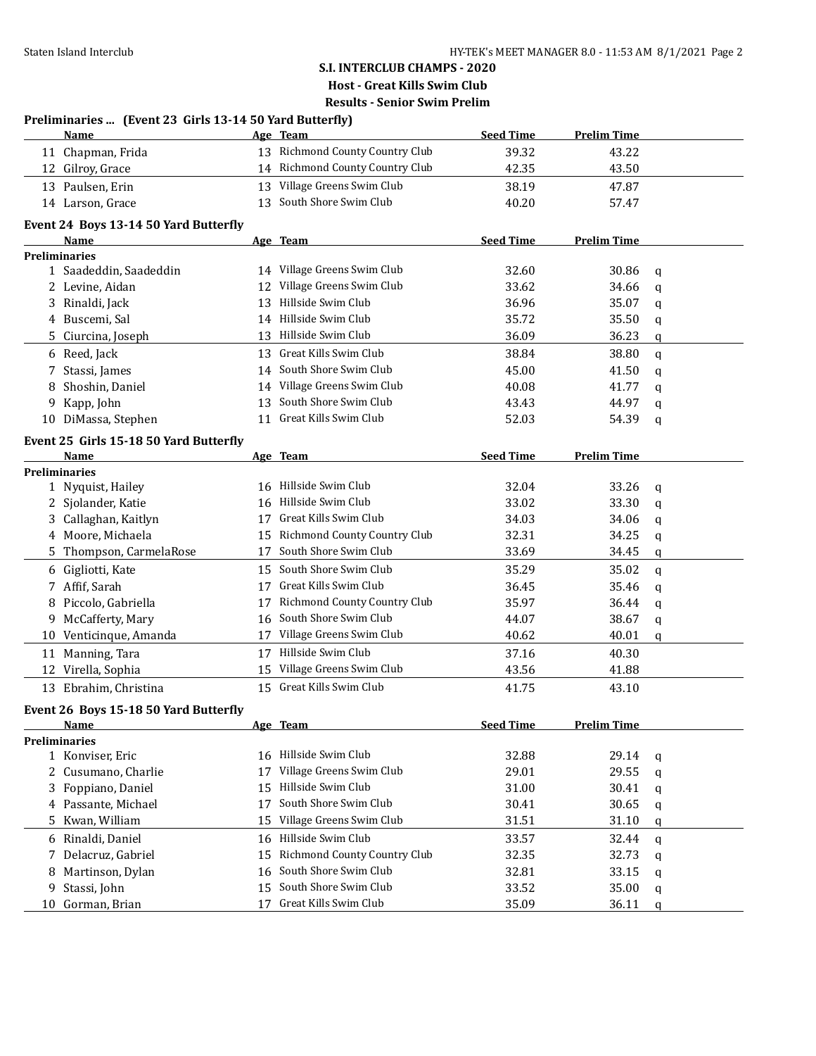**S.I. INTERCLUB CHAMPS - 2020**

**Host - Great Kills Swim Club**

**Results - Senior Swim Prelim**

### Preliminaries ... (Event 23 Girls 13-14 50 Yard Butterfly)

| | Name | Age | Team | Seed Time | Prelim Time | |
|---|---|---|---|---|---|---|
| 11 | Chapman, Frida | 13 | Richmond County Country Club | 39.32 | 43.22 | |
| 12 | Gilroy, Grace | 14 | Richmond County Country Club | 42.35 | 43.50 | |
| 13 | Paulsen, Erin | 13 | Village Greens Swim Club | 38.19 | 47.87 | |
| 14 | Larson, Grace | 13 | South Shore Swim Club | 40.20 | 57.47 | |

### Event 24 Boys 13-14 50 Yard Butterfly

| | Name | Age | Team | Seed Time | Prelim Time | |
|---|---|---|---|---|---|---|
| **Preliminaries** | | | | | | |
| 1 | Saadeddin, Saadeddin | 14 | Village Greens Swim Club | 32.60 | 30.86 | q |
| 2 | Levine, Aidan | 12 | Village Greens Swim Club | 33.62 | 34.66 | q |
| 3 | Rinaldi, Jack | 13 | Hillside Swim Club | 36.96 | 35.07 | q |
| 4 | Buscemi, Sal | 14 | Hillside Swim Club | 35.72 | 35.50 | q |
| 5 | Ciurcina, Joseph | 13 | Hillside Swim Club | 36.09 | 36.23 | q |
| 6 | Reed, Jack | 13 | Great Kills Swim Club | 38.84 | 38.80 | q |
| 7 | Stassi, James | 14 | South Shore Swim Club | 45.00 | 41.50 | q |
| 8 | Shoshin, Daniel | 14 | Village Greens Swim Club | 40.08 | 41.77 | q |
| 9 | Kapp, John | 13 | South Shore Swim Club | 43.43 | 44.97 | q |
| 10 | DiMassa, Stephen | 11 | Great Kills Swim Club | 52.03 | 54.39 | q |

### Event 25 Girls 15-18 50 Yard Butterfly

| | Name | Age | Team | Seed Time | Prelim Time | |
|---|---|---|---|---|---|---|
| **Preliminaries** | | | | | | |
| 1 | Nyquist, Hailey | 16 | Hillside Swim Club | 32.04 | 33.26 | q |
| 2 | Sjolander, Katie | 16 | Hillside Swim Club | 33.02 | 33.30 | q |
| 3 | Callaghan, Kaitlyn | 17 | Great Kills Swim Club | 34.03 | 34.06 | q |
| 4 | Moore, Michaela | 15 | Richmond County Country Club | 32.31 | 34.25 | q |
| 5 | Thompson, CarmelaRose | 17 | South Shore Swim Club | 33.69 | 34.45 | q |
| 6 | Gigliotti, Kate | 15 | South Shore Swim Club | 35.29 | 35.02 | q |
| 7 | Affif, Sarah | 17 | Great Kills Swim Club | 36.45 | 35.46 | q |
| 8 | Piccolo, Gabriella | 17 | Richmond County Country Club | 35.97 | 36.44 | q |
| 9 | McCafferty, Mary | 16 | South Shore Swim Club | 44.07 | 38.67 | q |
| 10 | Venticinque, Amanda | 17 | Village Greens Swim Club | 40.62 | 40.01 | q |
| 11 | Manning, Tara | 17 | Hillside Swim Club | 37.16 | 40.30 | |
| 12 | Virella, Sophia | 15 | Village Greens Swim Club | 43.56 | 41.88 | |
| 13 | Ebrahim, Christina | 15 | Great Kills Swim Club | 41.75 | 43.10 | |

### Event 26 Boys 15-18 50 Yard Butterfly

| | Name | Age | Team | Seed Time | Prelim Time | |
|---|---|---|---|---|---|---|
| **Preliminaries** | | | | | | |
| 1 | Konviser, Eric | 16 | Hillside Swim Club | 32.88 | 29.14 | q |
| 2 | Cusumano, Charlie | 17 | Village Greens Swim Club | 29.01 | 29.55 | q |
| 3 | Foppiano, Daniel | 15 | Hillside Swim Club | 31.00 | 30.41 | q |
| 4 | Passante, Michael | 17 | South Shore Swim Club | 30.41 | 30.65 | q |
| 5 | Kwan, William | 15 | Village Greens Swim Club | 31.51 | 31.10 | q |
| 6 | Rinaldi, Daniel | 16 | Hillside Swim Club | 33.57 | 32.44 | q |
| 7 | Delacruz, Gabriel | 15 | Richmond County Country Club | 32.35 | 32.73 | q |
| 8 | Martinson, Dylan | 16 | South Shore Swim Club | 32.81 | 33.15 | q |
| 9 | Stassi, John | 15 | South Shore Swim Club | 33.52 | 35.00 | q |
| 10 | Gorman, Brian | 17 | Great Kills Swim Club | 35.09 | 36.11 | q |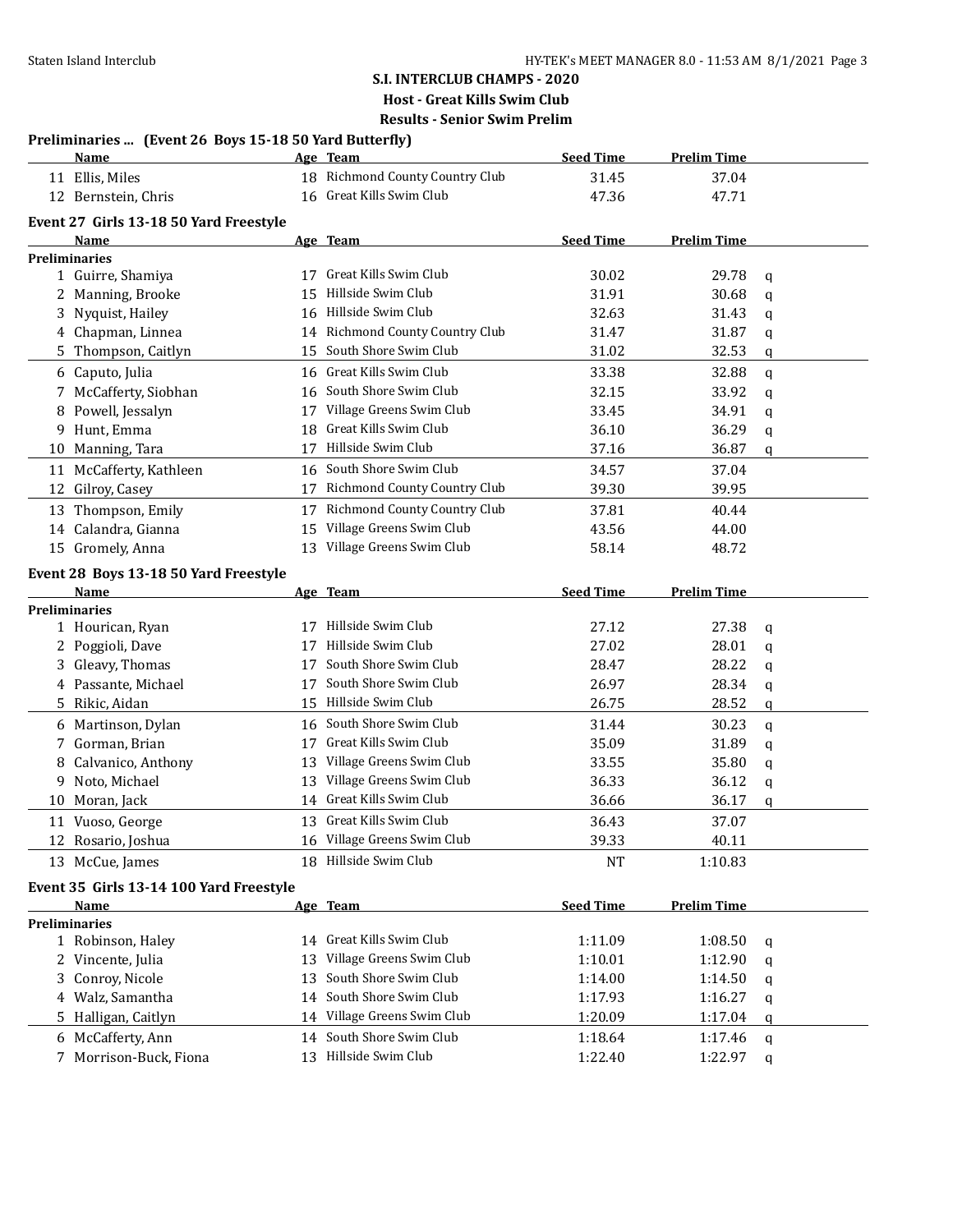**S.I. INTERCLUB CHAMPS - 2020**

**Host - Great Kills Swim Club**

**Results - Senior Swim Prelim**

### Preliminaries ... (Event 26 Boys 15-18 50 Yard Butterfly)

| | Name | Age | Team | Seed Time | Prelim Time | |
|---|---|---|---|---|---|---|
| 11 | Ellis, Miles | 18 | Richmond County Country Club | 31.45 | 37.04 | |
| 12 | Bernstein, Chris | 16 | Great Kills Swim Club | 47.36 | 47.71 | |

### Event 27 Girls 13-18 50 Yard Freestyle

| | Name | Age | Team | Seed Time | Prelim Time | |
|---|---|---|---|---|---|---|
| **Preliminaries** | | | | | | |
| 1 | Guirre, Shamiya | 17 | Great Kills Swim Club | 30.02 | 29.78 | q |
| 2 | Manning, Brooke | 15 | Hillside Swim Club | 31.91 | 30.68 | q |
| 3 | Nyquist, Hailey | 16 | Hillside Swim Club | 32.63 | 31.43 | q |
| 4 | Chapman, Linnea | 14 | Richmond County Country Club | 31.47 | 31.87 | q |
| 5 | Thompson, Caitlyn | 15 | South Shore Swim Club | 31.02 | 32.53 | q |
| 6 | Caputo, Julia | 16 | Great Kills Swim Club | 33.38 | 32.88 | q |
| 7 | McCafferty, Siobhan | 16 | South Shore Swim Club | 32.15 | 33.92 | q |
| 8 | Powell, Jessalyn | 17 | Village Greens Swim Club | 33.45 | 34.91 | q |
| 9 | Hunt, Emma | 18 | Great Kills Swim Club | 36.10 | 36.29 | q |
| 10 | Manning, Tara | 17 | Hillside Swim Club | 37.16 | 36.87 | q |
| 11 | McCafferty, Kathleen | 16 | South Shore Swim Club | 34.57 | 37.04 | |
| 12 | Gilroy, Casey | 17 | Richmond County Country Club | 39.30 | 39.95 | |
| 13 | Thompson, Emily | 17 | Richmond County Country Club | 37.81 | 40.44 | |
| 14 | Calandra, Gianna | 15 | Village Greens Swim Club | 43.56 | 44.00 | |
| 15 | Gromely, Anna | 13 | Village Greens Swim Club | 58.14 | 48.72 | |

### Event 28 Boys 13-18 50 Yard Freestyle

| | Name | Age | Team | Seed Time | Prelim Time | |
|---|---|---|---|---|---|---|
| **Preliminaries** | | | | | | |
| 1 | Hourican, Ryan | 17 | Hillside Swim Club | 27.12 | 27.38 | q |
| 2 | Poggioli, Dave | 17 | Hillside Swim Club | 27.02 | 28.01 | q |
| 3 | Gleavy, Thomas | 17 | South Shore Swim Club | 28.47 | 28.22 | q |
| 4 | Passante, Michael | 17 | South Shore Swim Club | 26.97 | 28.34 | q |
| 5 | Rikic, Aidan | 15 | Hillside Swim Club | 26.75 | 28.52 | q |
| 6 | Martinson, Dylan | 16 | South Shore Swim Club | 31.44 | 30.23 | q |
| 7 | Gorman, Brian | 17 | Great Kills Swim Club | 35.09 | 31.89 | q |
| 8 | Calvanico, Anthony | 13 | Village Greens Swim Club | 33.55 | 35.80 | q |
| 9 | Noto, Michael | 13 | Village Greens Swim Club | 36.33 | 36.12 | q |
| 10 | Moran, Jack | 14 | Great Kills Swim Club | 36.66 | 36.17 | q |
| 11 | Vuoso, George | 13 | Great Kills Swim Club | 36.43 | 37.07 | |
| 12 | Rosario, Joshua | 16 | Village Greens Swim Club | 39.33 | 40.11 | |
| 13 | McCue, James | 18 | Hillside Swim Club | NT | 1:10.83 | |

### Event 35 Girls 13-14 100 Yard Freestyle

| | Name | Age | Team | Seed Time | Prelim Time | |
|---|---|---|---|---|---|---|
| **Preliminaries** | | | | | | |
| 1 | Robinson, Haley | 14 | Great Kills Swim Club | 1:11.09 | 1:08.50 | q |
| 2 | Vincente, Julia | 13 | Village Greens Swim Club | 1:10.01 | 1:12.90 | q |
| 3 | Conroy, Nicole | 13 | South Shore Swim Club | 1:14.00 | 1:14.50 | q |
| 4 | Walz, Samantha | 14 | South Shore Swim Club | 1:17.93 | 1:16.27 | q |
| 5 | Halligan, Caitlyn | 14 | Village Greens Swim Club | 1:20.09 | 1:17.04 | q |
| 6 | McCafferty, Ann | 14 | South Shore Swim Club | 1:18.64 | 1:17.46 | q |
| 7 | Morrison-Buck, Fiona | 13 | Hillside Swim Club | 1:22.40 | 1:22.97 | q |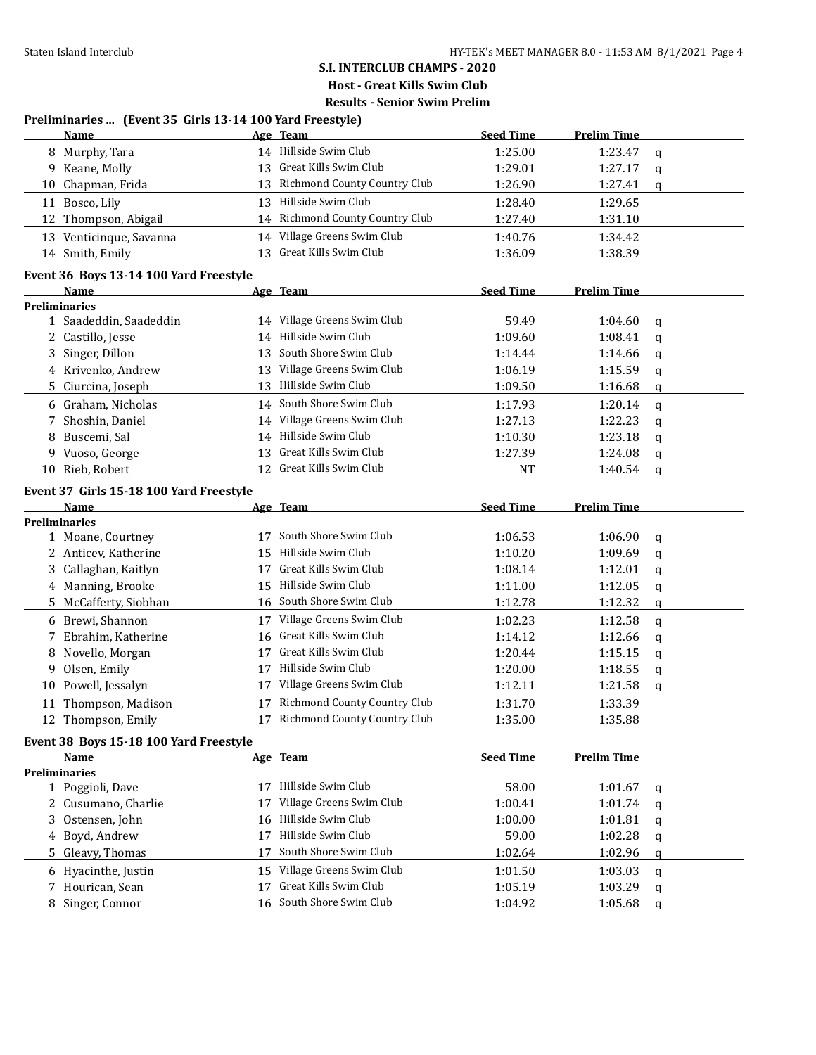**S.I. INTERCLUB CHAMPS - 2020**

**Host - Great Kills Swim Club**

**Results - Senior Swim Prelim**

### Preliminaries ... (Event 35 Girls 13-14 100 Yard Freestyle)

| | Name | Age | Team | Seed Time | Prelim Time | |
|---|---|---|---|---|---|---|
| 8 | Murphy, Tara | 14 | Hillside Swim Club | 1:25.00 | 1:23.47 | q |
| 9 | Keane, Molly | 13 | Great Kills Swim Club | 1:29.01 | 1:27.17 | q |
| 10 | Chapman, Frida | 13 | Richmond County Country Club | 1:26.90 | 1:27.41 | q |
| 11 | Bosco, Lily | 13 | Hillside Swim Club | 1:28.40 | 1:29.65 | |
| 12 | Thompson, Abigail | 14 | Richmond County Country Club | 1:27.40 | 1:31.10 | |
| 13 | Venticinque, Savanna | 14 | Village Greens Swim Club | 1:40.76 | 1:34.42 | |
| 14 | Smith, Emily | 13 | Great Kills Swim Club | 1:36.09 | 1:38.39 | |

### Event 36 Boys 13-14 100 Yard Freestyle

| | Name | Age | Team | Seed Time | Prelim Time | |
|---|---|---|---|---|---|---|
| **Preliminaries** | | | | | | |
| 1 | Saadeddin, Saadeddin | 14 | Village Greens Swim Club | 59.49 | 1:04.60 | q |
| 2 | Castillo, Jesse | 14 | Hillside Swim Club | 1:09.60 | 1:08.41 | q |
| 3 | Singer, Dillon | 13 | South Shore Swim Club | 1:14.44 | 1:14.66 | q |
| 4 | Krivenko, Andrew | 13 | Village Greens Swim Club | 1:06.19 | 1:15.59 | q |
| 5 | Ciurcina, Joseph | 13 | Hillside Swim Club | 1:09.50 | 1:16.68 | q |
| 6 | Graham, Nicholas | 14 | South Shore Swim Club | 1:17.93 | 1:20.14 | q |
| 7 | Shoshin, Daniel | 14 | Village Greens Swim Club | 1:27.13 | 1:22.23 | q |
| 8 | Buscemi, Sal | 14 | Hillside Swim Club | 1:10.30 | 1:23.18 | q |
| 9 | Vuoso, George | 13 | Great Kills Swim Club | 1:27.39 | 1:24.08 | q |
| 10 | Rieb, Robert | 12 | Great Kills Swim Club | NT | 1:40.54 | q |

### Event 37 Girls 15-18 100 Yard Freestyle

| | Name | Age | Team | Seed Time | Prelim Time | |
|---|---|---|---|---|---|---|
| **Preliminaries** | | | | | | |
| 1 | Moane, Courtney | 17 | South Shore Swim Club | 1:06.53 | 1:06.90 | q |
| 2 | Anticev, Katherine | 15 | Hillside Swim Club | 1:10.20 | 1:09.69 | q |
| 3 | Callaghan, Kaitlyn | 17 | Great Kills Swim Club | 1:08.14 | 1:12.01 | q |
| 4 | Manning, Brooke | 15 | Hillside Swim Club | 1:11.00 | 1:12.05 | q |
| 5 | McCafferty, Siobhan | 16 | South Shore Swim Club | 1:12.78 | 1:12.32 | q |
| 6 | Brewi, Shannon | 17 | Village Greens Swim Club | 1:02.23 | 1:12.58 | q |
| 7 | Ebrahim, Katherine | 16 | Great Kills Swim Club | 1:14.12 | 1:12.66 | q |
| 8 | Novello, Morgan | 17 | Great Kills Swim Club | 1:20.44 | 1:15.15 | q |
| 9 | Olsen, Emily | 17 | Hillside Swim Club | 1:20.00 | 1:18.55 | q |
| 10 | Powell, Jessalyn | 17 | Village Greens Swim Club | 1:12.11 | 1:21.58 | q |
| 11 | Thompson, Madison | 17 | Richmond County Country Club | 1:31.70 | 1:33.39 | |
| 12 | Thompson, Emily | 17 | Richmond County Country Club | 1:35.00 | 1:35.88 | |

### Event 38 Boys 15-18 100 Yard Freestyle

| | Name | Age | Team | Seed Time | Prelim Time | |
|---|---|---|---|---|---|---|
| **Preliminaries** | | | | | | |
| 1 | Poggioli, Dave | 17 | Hillside Swim Club | 58.00 | 1:01.67 | q |
| 2 | Cusumano, Charlie | 17 | Village Greens Swim Club | 1:00.41 | 1:01.74 | q |
| 3 | Ostensen, John | 16 | Hillside Swim Club | 1:00.00 | 1:01.81 | q |
| 4 | Boyd, Andrew | 17 | Hillside Swim Club | 59.00 | 1:02.28 | q |
| 5 | Gleavy, Thomas | 17 | South Shore Swim Club | 1:02.64 | 1:02.96 | q |
| 6 | Hyacinthe, Justin | 15 | Village Greens Swim Club | 1:01.50 | 1:03.03 | q |
| 7 | Hourican, Sean | 17 | Great Kills Swim Club | 1:05.19 | 1:03.29 | q |
| 8 | Singer, Connor | 16 | South Shore Swim Club | 1:04.92 | 1:05.68 | q |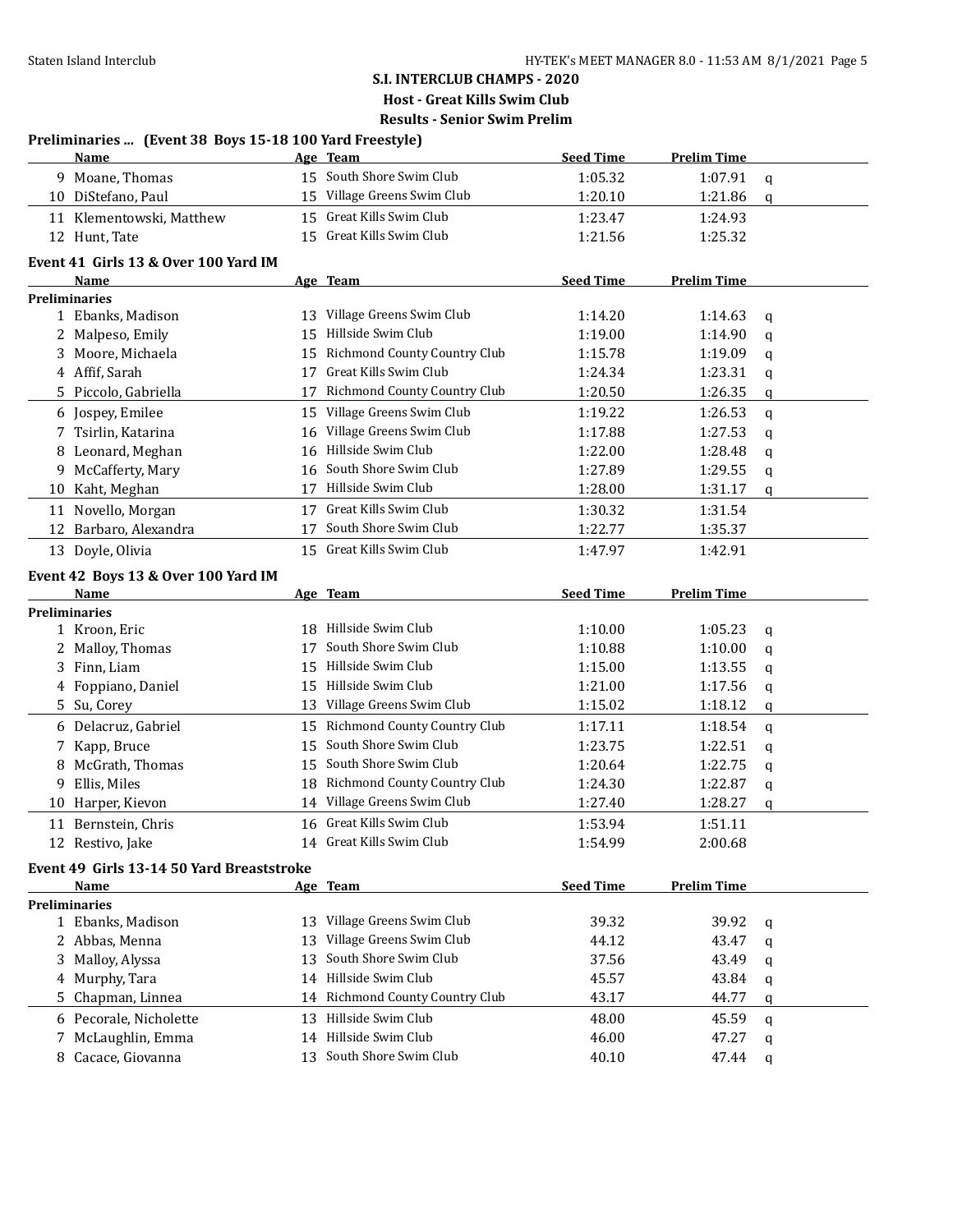**S.I. INTERCLUB CHAMPS - 2020**

**Host - Great Kills Swim Club**

**Results - Senior Swim Prelim**

### Preliminaries ... (Event 38 Boys 15-18 100 Yard Freestyle)

| | Name | Age | Team | Seed Time | Prelim Time | |
|---|---|---|---|---|---|---|
| 9 | Moane, Thomas | 15 | South Shore Swim Club | 1:05.32 | 1:07.91 | q |
| 10 | DiStefano, Paul | 15 | Village Greens Swim Club | 1:20.10 | 1:21.86 | q |
| 11 | Klementowski, Matthew | 15 | Great Kills Swim Club | 1:23.47 | 1:24.93 | |
| 12 | Hunt, Tate | 15 | Great Kills Swim Club | 1:21.56 | 1:25.32 | |

### Event 41 Girls 13 & Over 100 Yard IM

| | Name | Age | Team | Seed Time | Prelim Time | |
|---|---|---|---|---|---|---|
| **Preliminaries** | | | | | | |
| 1 | Ebanks, Madison | 13 | Village Greens Swim Club | 1:14.20 | 1:14.63 | q |
| 2 | Malpeso, Emily | 15 | Hillside Swim Club | 1:19.00 | 1:14.90 | q |
| 3 | Moore, Michaela | 15 | Richmond County Country Club | 1:15.78 | 1:19.09 | q |
| 4 | Affif, Sarah | 17 | Great Kills Swim Club | 1:24.34 | 1:23.31 | q |
| 5 | Piccolo, Gabriella | 17 | Richmond County Country Club | 1:20.50 | 1:26.35 | q |
| 6 | Jospey, Emilee | 15 | Village Greens Swim Club | 1:19.22 | 1:26.53 | q |
| 7 | Tsirlin, Katarina | 16 | Village Greens Swim Club | 1:17.88 | 1:27.53 | q |
| 8 | Leonard, Meghan | 16 | Hillside Swim Club | 1:22.00 | 1:28.48 | q |
| 9 | McCafferty, Mary | 16 | South Shore Swim Club | 1:27.89 | 1:29.55 | q |
| 10 | Kaht, Meghan | 17 | Hillside Swim Club | 1:28.00 | 1:31.17 | q |
| 11 | Novello, Morgan | 17 | Great Kills Swim Club | 1:30.32 | 1:31.54 | |
| 12 | Barbaro, Alexandra | 17 | South Shore Swim Club | 1:22.77 | 1:35.37 | |
| 13 | Doyle, Olivia | 15 | Great Kills Swim Club | 1:47.97 | 1:42.91 | |

### Event 42 Boys 13 & Over 100 Yard IM

| | Name | Age | Team | Seed Time | Prelim Time | |
|---|---|---|---|---|---|---|
| **Preliminaries** | | | | | | |
| 1 | Kroon, Eric | 18 | Hillside Swim Club | 1:10.00 | 1:05.23 | q |
| 2 | Malloy, Thomas | 17 | South Shore Swim Club | 1:10.88 | 1:10.00 | q |
| 3 | Finn, Liam | 15 | Hillside Swim Club | 1:15.00 | 1:13.55 | q |
| 4 | Foppiano, Daniel | 15 | Hillside Swim Club | 1:21.00 | 1:17.56 | q |
| 5 | Su, Corey | 13 | Village Greens Swim Club | 1:15.02 | 1:18.12 | q |
| 6 | Delacruz, Gabriel | 15 | Richmond County Country Club | 1:17.11 | 1:18.54 | q |
| 7 | Kapp, Bruce | 15 | South Shore Swim Club | 1:23.75 | 1:22.51 | q |
| 8 | McGrath, Thomas | 15 | South Shore Swim Club | 1:20.64 | 1:22.75 | q |
| 9 | Ellis, Miles | 18 | Richmond County Country Club | 1:24.30 | 1:22.87 | q |
| 10 | Harper, Kievon | 14 | Village Greens Swim Club | 1:27.40 | 1:28.27 | q |
| 11 | Bernstein, Chris | 16 | Great Kills Swim Club | 1:53.94 | 1:51.11 | |
| 12 | Restivo, Jake | 14 | Great Kills Swim Club | 1:54.99 | 2:00.68 | |

### Event 49 Girls 13-14 50 Yard Breaststroke

| | Name | Age | Team | Seed Time | Prelim Time | |
|---|---|---|---|---|---|---|
| **Preliminaries** | | | | | | |
| 1 | Ebanks, Madison | 13 | Village Greens Swim Club | 39.32 | 39.92 | q |
| 2 | Abbas, Menna | 13 | Village Greens Swim Club | 44.12 | 43.47 | q |
| 3 | Malloy, Alyssa | 13 | South Shore Swim Club | 37.56 | 43.49 | q |
| 4 | Murphy, Tara | 14 | Hillside Swim Club | 45.57 | 43.84 | q |
| 5 | Chapman, Linnea | 14 | Richmond County Country Club | 43.17 | 44.77 | q |
| 6 | Pecorale, Nicholette | 13 | Hillside Swim Club | 48.00 | 45.59 | q |
| 7 | McLaughlin, Emma | 14 | Hillside Swim Club | 46.00 | 47.27 | q |
| 8 | Cacace, Giovanna | 13 | South Shore Swim Club | 40.10 | 47.44 | q |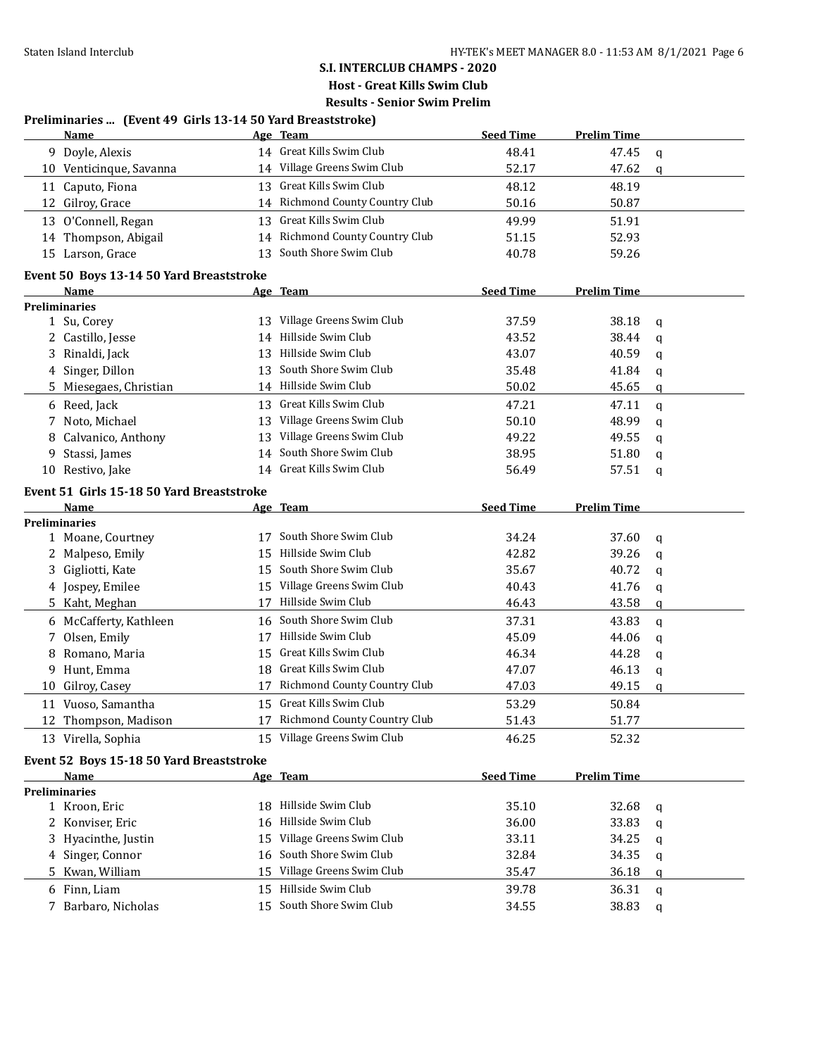**S.I. INTERCLUB CHAMPS - 2020**

**Host - Great Kills Swim Club**

**Results - Senior Swim Prelim**

### Preliminaries ... (Event 49 Girls 13-14 50 Yard Breaststroke)

| | Name | Age | Team | Seed Time | Prelim Time | |
|---|---|---|---|---|---|---|
| 9 | Doyle, Alexis | 14 | Great Kills Swim Club | 48.41 | 47.45 | q |
| 10 | Venticinque, Savanna | 14 | Village Greens Swim Club | 52.17 | 47.62 | q |
| 11 | Caputo, Fiona | 13 | Great Kills Swim Club | 48.12 | 48.19 | |
| 12 | Gilroy, Grace | 14 | Richmond County Country Club | 50.16 | 50.87 | |
| 13 | O'Connell, Regan | 13 | Great Kills Swim Club | 49.99 | 51.91 | |
| 14 | Thompson, Abigail | 14 | Richmond County Country Club | 51.15 | 52.93 | |
| 15 | Larson, Grace | 13 | South Shore Swim Club | 40.78 | 59.26 | |

### Event 50 Boys 13-14 50 Yard Breaststroke

| | Name | Age | Team | Seed Time | Prelim Time | |
|---|---|---|---|---|---|---|
| **Preliminaries** | | | | | | |
| 1 | Su, Corey | 13 | Village Greens Swim Club | 37.59 | 38.18 | q |
| 2 | Castillo, Jesse | 14 | Hillside Swim Club | 43.52 | 38.44 | q |
| 3 | Rinaldi, Jack | 13 | Hillside Swim Club | 43.07 | 40.59 | q |
| 4 | Singer, Dillon | 13 | South Shore Swim Club | 35.48 | 41.84 | q |
| 5 | Miesegaes, Christian | 14 | Hillside Swim Club | 50.02 | 45.65 | q |
| 6 | Reed, Jack | 13 | Great Kills Swim Club | 47.21 | 47.11 | q |
| 7 | Noto, Michael | 13 | Village Greens Swim Club | 50.10 | 48.99 | q |
| 8 | Calvanico, Anthony | 13 | Village Greens Swim Club | 49.22 | 49.55 | q |
| 9 | Stassi, James | 14 | South Shore Swim Club | 38.95 | 51.80 | q |
| 10 | Restivo, Jake | 14 | Great Kills Swim Club | 56.49 | 57.51 | q |

### Event 51 Girls 15-18 50 Yard Breaststroke

| | Name | Age | Team | Seed Time | Prelim Time | |
|---|---|---|---|---|---|---|
| **Preliminaries** | | | | | | |
| 1 | Moane, Courtney | 17 | South Shore Swim Club | 34.24 | 37.60 | q |
| 2 | Malpeso, Emily | 15 | Hillside Swim Club | 42.82 | 39.26 | q |
| 3 | Gigliotti, Kate | 15 | South Shore Swim Club | 35.67 | 40.72 | q |
| 4 | Jospey, Emilee | 15 | Village Greens Swim Club | 40.43 | 41.76 | q |
| 5 | Kaht, Meghan | 17 | Hillside Swim Club | 46.43 | 43.58 | q |
| 6 | McCafferty, Kathleen | 16 | South Shore Swim Club | 37.31 | 43.83 | q |
| 7 | Olsen, Emily | 17 | Hillside Swim Club | 45.09 | 44.06 | q |
| 8 | Romano, Maria | 15 | Great Kills Swim Club | 46.34 | 44.28 | q |
| 9 | Hunt, Emma | 18 | Great Kills Swim Club | 47.07 | 46.13 | q |
| 10 | Gilroy, Casey | 17 | Richmond County Country Club | 47.03 | 49.15 | q |
| 11 | Vuoso, Samantha | 15 | Great Kills Swim Club | 53.29 | 50.84 | |
| 12 | Thompson, Madison | 17 | Richmond County Country Club | 51.43 | 51.77 | |
| 13 | Virella, Sophia | 15 | Village Greens Swim Club | 46.25 | 52.32 | |

### Event 52 Boys 15-18 50 Yard Breaststroke

| | Name | Age | Team | Seed Time | Prelim Time | |
|---|---|---|---|---|---|---|
| **Preliminaries** | | | | | | |
| 1 | Kroon, Eric | 18 | Hillside Swim Club | 35.10 | 32.68 | q |
| 2 | Konviser, Eric | 16 | Hillside Swim Club | 36.00 | 33.83 | q |
| 3 | Hyacinthe, Justin | 15 | Village Greens Swim Club | 33.11 | 34.25 | q |
| 4 | Singer, Connor | 16 | South Shore Swim Club | 32.84 | 34.35 | q |
| 5 | Kwan, William | 15 | Village Greens Swim Club | 35.47 | 36.18 | q |
| 6 | Finn, Liam | 15 | Hillside Swim Club | 39.78 | 36.31 | q |
| 7 | Barbaro, Nicholas | 15 | South Shore Swim Club | 34.55 | 38.83 | q |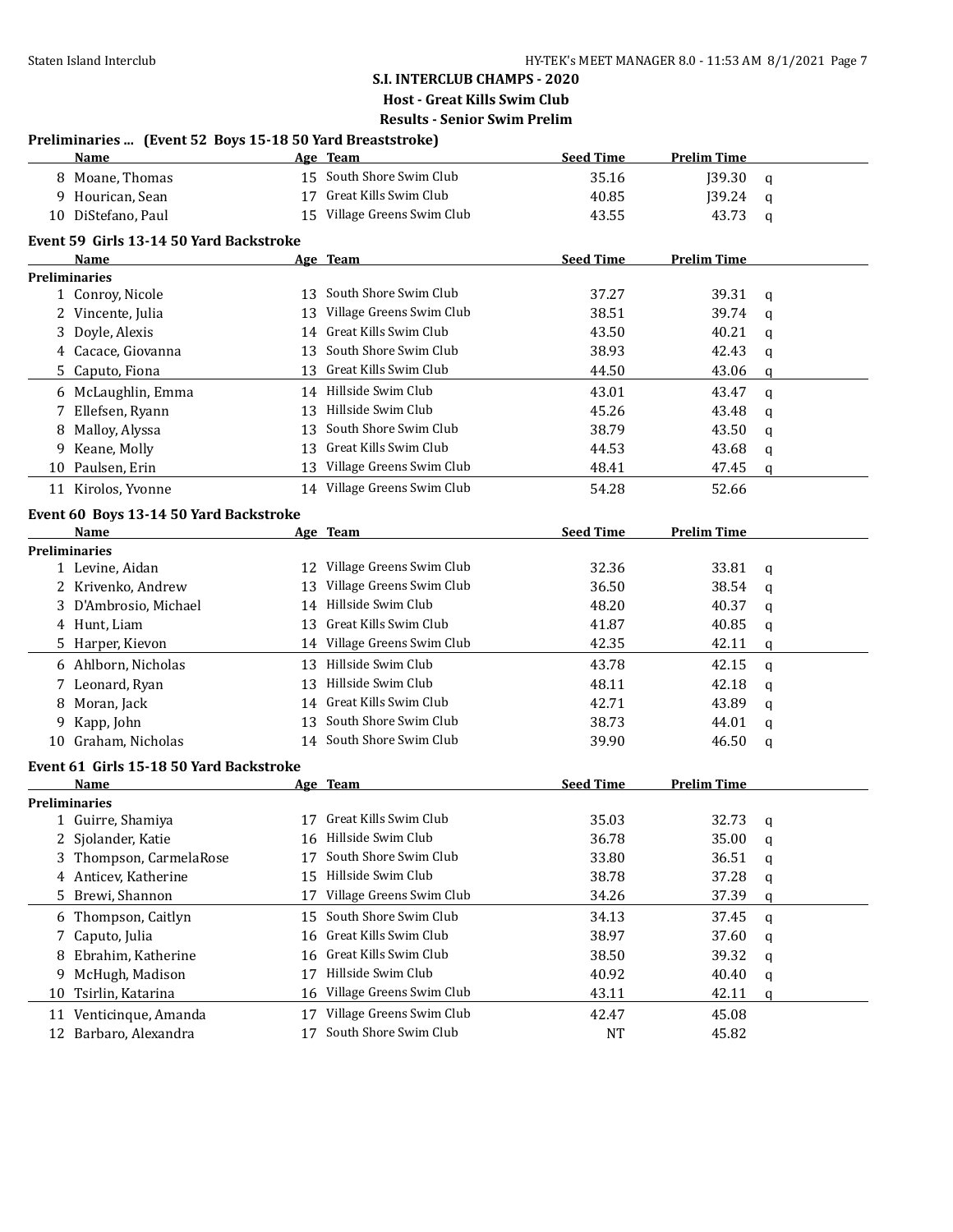**S.I. INTERCLUB CHAMPS - 2020**

**Host - Great Kills Swim Club**

**Results - Senior Swim Prelim**

### Preliminaries ... (Event 52 Boys 15-18 50 Yard Breaststroke)

| | Name | Age | Team | Seed Time | Prelim Time | |
|---|---|---|---|---|---|---|
| 8 | Moane, Thomas | 15 | South Shore Swim Club | 35.16 | J39.30 | q |
| 9 | Hourican, Sean | 17 | Great Kills Swim Club | 40.85 | J39.24 | q |
| 10 | DiStefano, Paul | 15 | Village Greens Swim Club | 43.55 | 43.73 | q |

### Event 59 Girls 13-14 50 Yard Backstroke

| | Name | Age | Team | Seed Time | Prelim Time | |
|---|---|---|---|---|---|---|
| **Preliminaries** | | | | | | |
| 1 | Conroy, Nicole | 13 | South Shore Swim Club | 37.27 | 39.31 | q |
| 2 | Vincente, Julia | 13 | Village Greens Swim Club | 38.51 | 39.74 | q |
| 3 | Doyle, Alexis | 14 | Great Kills Swim Club | 43.50 | 40.21 | q |
| 4 | Cacace, Giovanna | 13 | South Shore Swim Club | 38.93 | 42.43 | q |
| 5 | Caputo, Fiona | 13 | Great Kills Swim Club | 44.50 | 43.06 | q |
| 6 | McLaughlin, Emma | 14 | Hillside Swim Club | 43.01 | 43.47 | q |
| 7 | Ellefsen, Ryann | 13 | Hillside Swim Club | 45.26 | 43.48 | q |
| 8 | Malloy, Alyssa | 13 | South Shore Swim Club | 38.79 | 43.50 | q |
| 9 | Keane, Molly | 13 | Great Kills Swim Club | 44.53 | 43.68 | q |
| 10 | Paulsen, Erin | 13 | Village Greens Swim Club | 48.41 | 47.45 | q |
| 11 | Kirolos, Yvonne | 14 | Village Greens Swim Club | 54.28 | 52.66 | |

### Event 60 Boys 13-14 50 Yard Backstroke

| | Name | Age | Team | Seed Time | Prelim Time | |
|---|---|---|---|---|---|---|
| **Preliminaries** | | | | | | |
| 1 | Levine, Aidan | 12 | Village Greens Swim Club | 32.36 | 33.81 | q |
| 2 | Krivenko, Andrew | 13 | Village Greens Swim Club | 36.50 | 38.54 | q |
| 3 | D'Ambrosio, Michael | 14 | Hillside Swim Club | 48.20 | 40.37 | q |
| 4 | Hunt, Liam | 13 | Great Kills Swim Club | 41.87 | 40.85 | q |
| 5 | Harper, Kievon | 14 | Village Greens Swim Club | 42.35 | 42.11 | q |
| 6 | Ahlborn, Nicholas | 13 | Hillside Swim Club | 43.78 | 42.15 | q |
| 7 | Leonard, Ryan | 13 | Hillside Swim Club | 48.11 | 42.18 | q |
| 8 | Moran, Jack | 14 | Great Kills Swim Club | 42.71 | 43.89 | q |
| 9 | Kapp, John | 13 | South Shore Swim Club | 38.73 | 44.01 | q |
| 10 | Graham, Nicholas | 14 | South Shore Swim Club | 39.90 | 46.50 | q |

### Event 61 Girls 15-18 50 Yard Backstroke

| | Name | Age | Team | Seed Time | Prelim Time | |
|---|---|---|---|---|---|---|
| **Preliminaries** | | | | | | |
| 1 | Guirre, Shamiya | 17 | Great Kills Swim Club | 35.03 | 32.73 | q |
| 2 | Sjolander, Katie | 16 | Hillside Swim Club | 36.78 | 35.00 | q |
| 3 | Thompson, CarmelaRose | 17 | South Shore Swim Club | 33.80 | 36.51 | q |
| 4 | Anticev, Katherine | 15 | Hillside Swim Club | 38.78 | 37.28 | q |
| 5 | Brewi, Shannon | 17 | Village Greens Swim Club | 34.26 | 37.39 | q |
| 6 | Thompson, Caitlyn | 15 | South Shore Swim Club | 34.13 | 37.45 | q |
| 7 | Caputo, Julia | 16 | Great Kills Swim Club | 38.97 | 37.60 | q |
| 8 | Ebrahim, Katherine | 16 | Great Kills Swim Club | 38.50 | 39.32 | q |
| 9 | McHugh, Madison | 17 | Hillside Swim Club | 40.92 | 40.40 | q |
| 10 | Tsirlin, Katarina | 16 | Village Greens Swim Club | 43.11 | 42.11 | q |
| 11 | Venticinque, Amanda | 17 | Village Greens Swim Club | 42.47 | 45.08 | |
| 12 | Barbaro, Alexandra | 17 | South Shore Swim Club | NT | 45.82 | |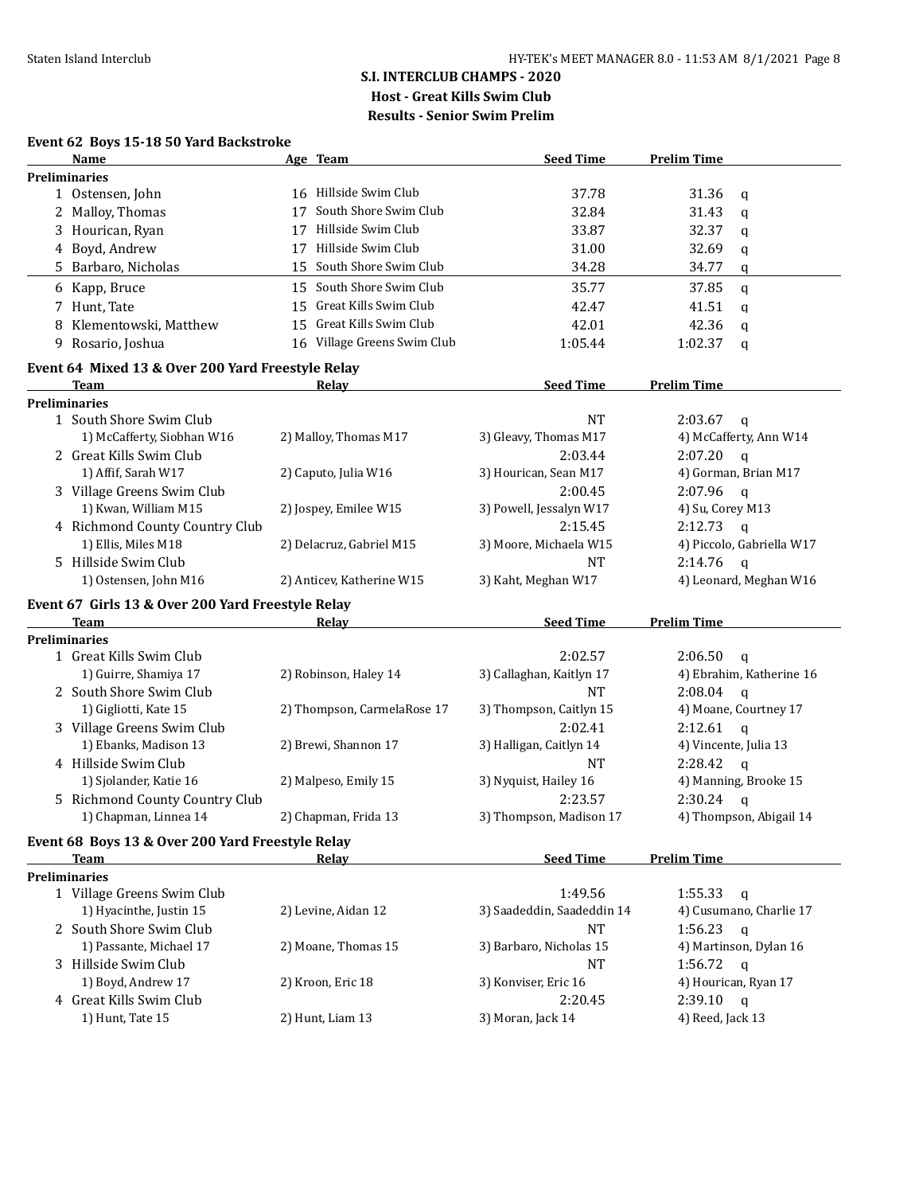# S.I. INTERCLUB CHAMPS - 2020

**Host - Great Kills Swim Club**

**Results - Senior Swim Prelim**

### Event 62 Boys 15-18 50 Yard Backstroke

| | Name | Age | Team | Seed Time | Prelim Time | |
|---|---|---|---|---|---|---|
| **Preliminaries** | | | | | | |
| 1 | Ostensen, John | 16 | Hillside Swim Club | 37.78 | 31.36 | q |
| 2 | Malloy, Thomas | 17 | South Shore Swim Club | 32.84 | 31.43 | q |
| 3 | Hourican, Ryan | 17 | Hillside Swim Club | 33.87 | 32.37 | q |
| 4 | Boyd, Andrew | 17 | Hillside Swim Club | 31.00 | 32.69 | q |
| 5 | Barbaro, Nicholas | 15 | South Shore Swim Club | 34.28 | 34.77 | q |
| 6 | Kapp, Bruce | 15 | South Shore Swim Club | 35.77 | 37.85 | q |
| 7 | Hunt, Tate | 15 | Great Kills Swim Club | 42.47 | 41.51 | q |
| 8 | Klementowski, Matthew | 15 | Great Kills Swim Club | 42.01 | 42.36 | q |
| 9 | Rosario, Joshua | 16 | Village Greens Swim Club | 1:05.44 | 1:02.37 | q |

### Event 64 Mixed 13 & Over 200 Yard Freestyle Relay

| | Team | Relay | Seed Time | Prelim Time |
|---|---|---|---|---|
| **Preliminaries** | | | | |
| 1 | South Shore Swim Club | | NT | 2:03.67 q |
| | 1) McCafferty, Siobhan W16 | 2) Malloy, Thomas M17 | 3) Gleavy, Thomas M17 | 4) McCafferty, Ann W14 |
| 2 | Great Kills Swim Club | | 2:03.44 | 2:07.20 q |
| | 1) Affif, Sarah W17 | 2) Caputo, Julia W16 | 3) Hourican, Sean M17 | 4) Gorman, Brian M17 |
| 3 | Village Greens Swim Club | | 2:00.45 | 2:07.96 q |
| | 1) Kwan, William M15 | 2) Jospey, Emilee W15 | 3) Powell, Jessalyn W17 | 4) Su, Corey M13 |
| 4 | Richmond County Country Club | | 2:15.45 | 2:12.73 q |
| | 1) Ellis, Miles M18 | 2) Delacruz, Gabriel M15 | 3) Moore, Michaela W15 | 4) Piccolo, Gabriella W17 |
| 5 | Hillside Swim Club | | NT | 2:14.76 q |
| | 1) Ostensen, John M16 | 2) Anticev, Katherine W15 | 3) Kaht, Meghan W17 | 4) Leonard, Meghan W16 |

### Event 67 Girls 13 & Over 200 Yard Freestyle Relay

| | Team | Relay | Seed Time | Prelim Time |
|---|---|---|---|---|
| **Preliminaries** | | | | |
| 1 | Great Kills Swim Club | | 2:02.57 | 2:06.50 q |
| | 1) Guirre, Shamiya 17 | 2) Robinson, Haley 14 | 3) Callaghan, Kaitlyn 17 | 4) Ebrahim, Katherine 16 |
| 2 | South Shore Swim Club | | NT | 2:08.04 q |
| | 1) Gigliotti, Kate 15 | 2) Thompson, CarmelaRose 17 | 3) Thompson, Caitlyn 15 | 4) Moane, Courtney 17 |
| 3 | Village Greens Swim Club | | 2:02.41 | 2:12.61 q |
| | 1) Ebanks, Madison 13 | 2) Brewi, Shannon 17 | 3) Halligan, Caitlyn 14 | 4) Vincente, Julia 13 |
| 4 | Hillside Swim Club | | NT | 2:28.42 q |
| | 1) Sjolander, Katie 16 | 2) Malpeso, Emily 15 | 3) Nyquist, Hailey 16 | 4) Manning, Brooke 15 |
| 5 | Richmond County Country Club | | 2:23.57 | 2:30.24 q |
| | 1) Chapman, Linnea 14 | 2) Chapman, Frida 13 | 3) Thompson, Madison 17 | 4) Thompson, Abigail 14 |

### Event 68 Boys 13 & Over 200 Yard Freestyle Relay

| | Team | Relay | Seed Time | Prelim Time |
|---|---|---|---|---|
| **Preliminaries** | | | | |
| 1 | Village Greens Swim Club | | 1:49.56 | 1:55.33 q |
| | 1) Hyacinthe, Justin 15 | 2) Levine, Aidan 12 | 3) Saadeddin, Saadeddin 14 | 4) Cusumano, Charlie 17 |
| 2 | South Shore Swim Club | | NT | 1:56.23 q |
| | 1) Passante, Michael 17 | 2) Moane, Thomas 15 | 3) Barbaro, Nicholas 15 | 4) Martinson, Dylan 16 |
| 3 | Hillside Swim Club | | NT | 1:56.72 q |
| | 1) Boyd, Andrew 17 | 2) Kroon, Eric 18 | 3) Konviser, Eric 16 | 4) Hourican, Ryan 17 |
| 4 | Great Kills Swim Club | | 2:20.45 | 2:39.10 q |
| | 1) Hunt, Tate 15 | 2) Hunt, Liam 13 | 3) Moran, Jack 14 | 4) Reed, Jack 13 |